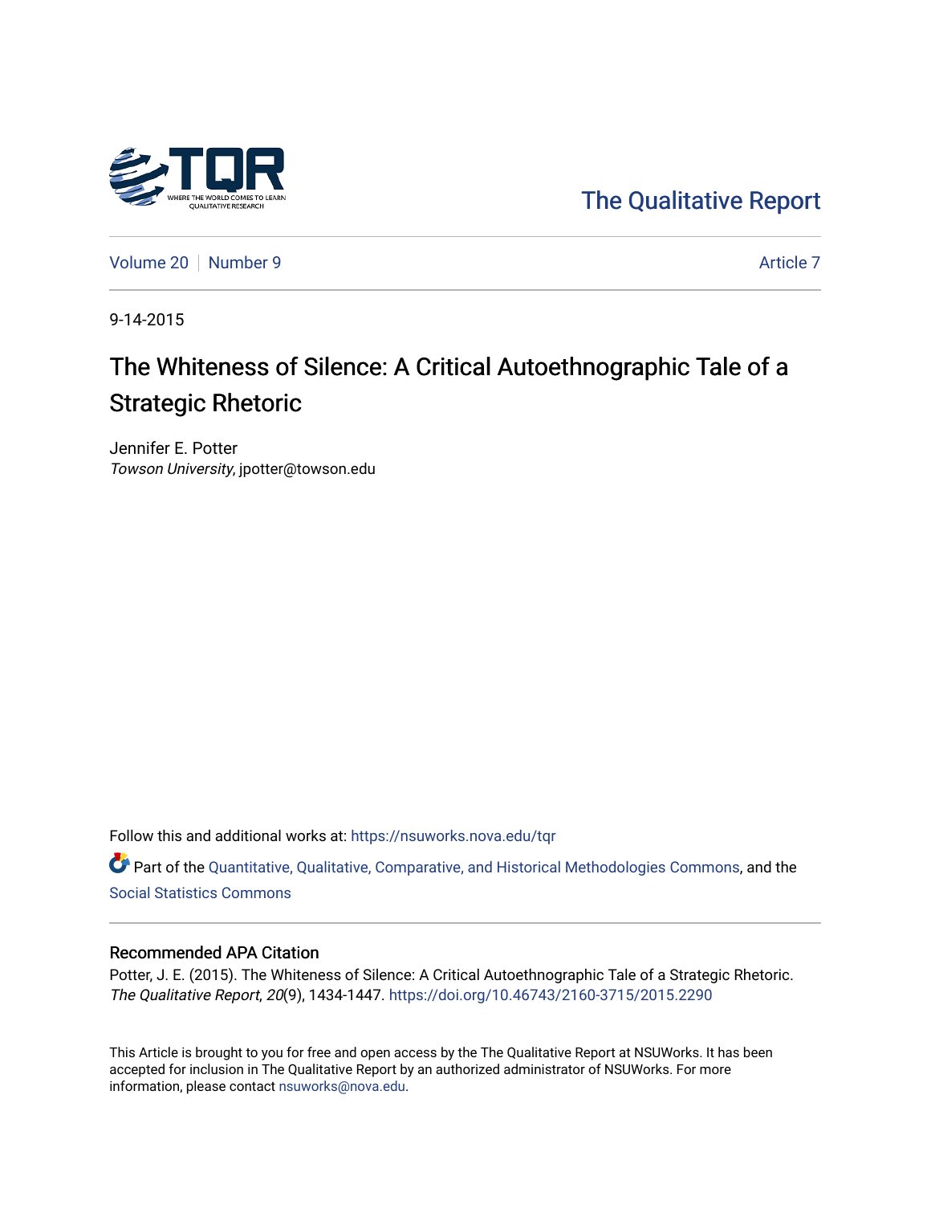The Qualitative Report

Volume 20 | Number 9 | Article 7

9-14-2015

# The Whiteness of Silence: A Critical Autoethnographic Tale of a Strategic Rhetoric

Jennifer E. Potter
*Towson University*, jpotter@towson.edu

Follow this and additional works at: https://nsuworks.nova.edu/tqr

Part of the Quantitative, Qualitative, Comparative, and Historical Methodologies Commons, and the Social Statistics Commons

## Recommended APA Citation

Potter, J. E. (2015). The Whiteness of Silence: A Critical Autoethnographic Tale of a Strategic Rhetoric. *The Qualitative Report*, *20*(9), 1434-1447. https://doi.org/10.46743/2160-3715/2015.2290

This Article is brought to you for free and open access by the The Qualitative Report at NSUWorks. It has been accepted for inclusion in The Qualitative Report by an authorized administrator of NSUWorks. For more information, please contact nsuworks@nova.edu.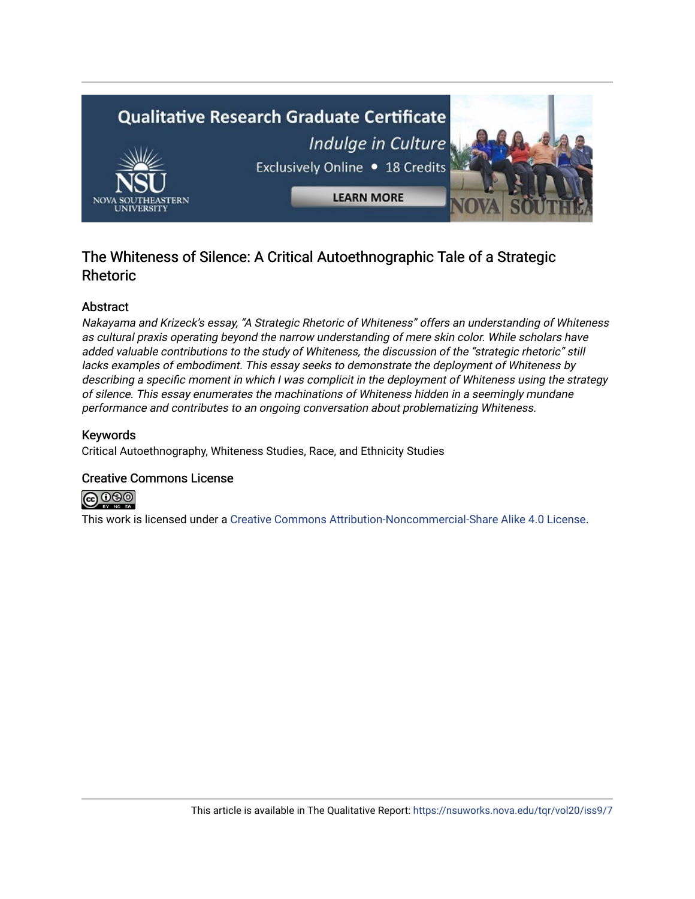# The Whiteness of Silence: A Critical Autoethnographic Tale of a Strategic Rhetoric

## Abstract

*Nakayama and Krizeck's essay, "A Strategic Rhetoric of Whiteness" offers an understanding of Whiteness as cultural praxis operating beyond the narrow understanding of mere skin color. While scholars have added valuable contributions to the study of Whiteness, the discussion of the "strategic rhetoric" still lacks examples of embodiment. This essay seeks to demonstrate the deployment of Whiteness by describing a specific moment in which I was complicit in the deployment of Whiteness using the strategy of silence. This essay enumerates the machinations of Whiteness hidden in a seemingly mundane performance and contributes to an ongoing conversation about problematizing Whiteness.*

## Keywords

Critical Autoethnography, Whiteness Studies, Race, and Ethnicity Studies

## Creative Commons License

This work is licensed under a Creative Commons Attribution-Noncommercial-Share Alike 4.0 License.

This article is available in The Qualitative Report: https://nsuworks.nova.edu/tqr/vol20/iss9/7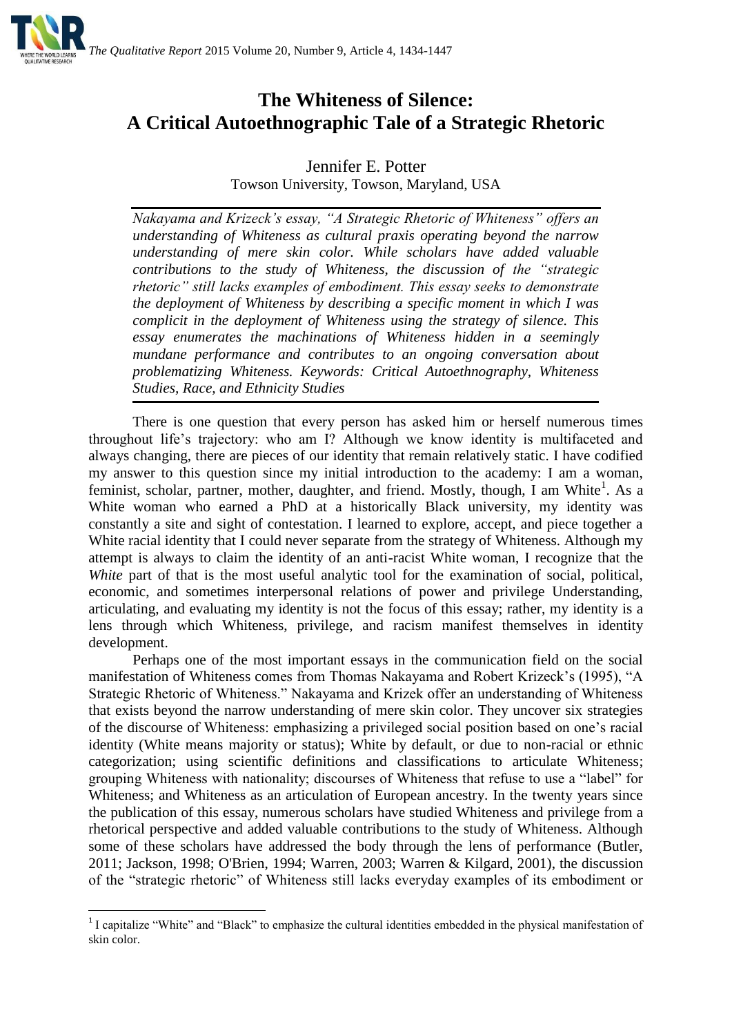# The Whiteness of Silence: A Critical Autoethnographic Tale of a Strategic Rhetoric

Jennifer E. Potter
Towson University, Towson, Maryland, USA

*Nakayama and Krizeck's essay, "A Strategic Rhetoric of Whiteness" offers an understanding of Whiteness as cultural praxis operating beyond the narrow understanding of mere skin color. While scholars have added valuable contributions to the study of Whiteness, the discussion of the "strategic rhetoric" still lacks examples of embodiment. This essay seeks to demonstrate the deployment of Whiteness by describing a specific moment in which I was complicit in the deployment of Whiteness using the strategy of silence. This essay enumerates the machinations of Whiteness hidden in a seemingly mundane performance and contributes to an ongoing conversation about problematizing Whiteness. Keywords: Critical Autoethnography, Whiteness Studies, Race, and Ethnicity Studies*

There is one question that every person has asked him or herself numerous times throughout life's trajectory: who am I? Although we know identity is multifaceted and always changing, there are pieces of our identity that remain relatively static. I have codified my answer to this question since my initial introduction to the academy: I am a woman, feminist, scholar, partner, mother, daughter, and friend. Mostly, though, I am White[1]. As a White woman who earned a PhD at a historically Black university, my identity was constantly a site and sight of contestation. I learned to explore, accept, and piece together a White racial identity that I could never separate from the strategy of Whiteness. Although my attempt is always to claim the identity of an anti-racist White woman, I recognize that the *White* part of that is the most useful analytic tool for the examination of social, political, economic, and sometimes interpersonal relations of power and privilege Understanding, articulating, and evaluating my identity is not the focus of this essay; rather, my identity is a lens through which Whiteness, privilege, and racism manifest themselves in identity development.

Perhaps one of the most important essays in the communication field on the social manifestation of Whiteness comes from Thomas Nakayama and Robert Krizeck's (1995), "A Strategic Rhetoric of Whiteness." Nakayama and Krizek offer an understanding of Whiteness that exists beyond the narrow understanding of mere skin color. They uncover six strategies of the discourse of Whiteness: emphasizing a privileged social position based on one's racial identity (White means majority or status); White by default, or due to non-racial or ethnic categorization; using scientific definitions and classifications to articulate Whiteness; grouping Whiteness with nationality; discourses of Whiteness that refuse to use a "label" for Whiteness; and Whiteness as an articulation of European ancestry. In the twenty years since the publication of this essay, numerous scholars have studied Whiteness and privilege from a rhetorical perspective and added valuable contributions to the study of Whiteness. Although some of these scholars have addressed the body through the lens of performance (Butler, 2011; Jackson, 1998; O'Brien, 1994; Warren, 2003; Warren & Kilgard, 2001), the discussion of the "strategic rhetoric" of Whiteness still lacks everyday examples of its embodiment or

[1] I capitalize "White" and "Black" to emphasize the cultural identities embedded in the physical manifestation of skin color.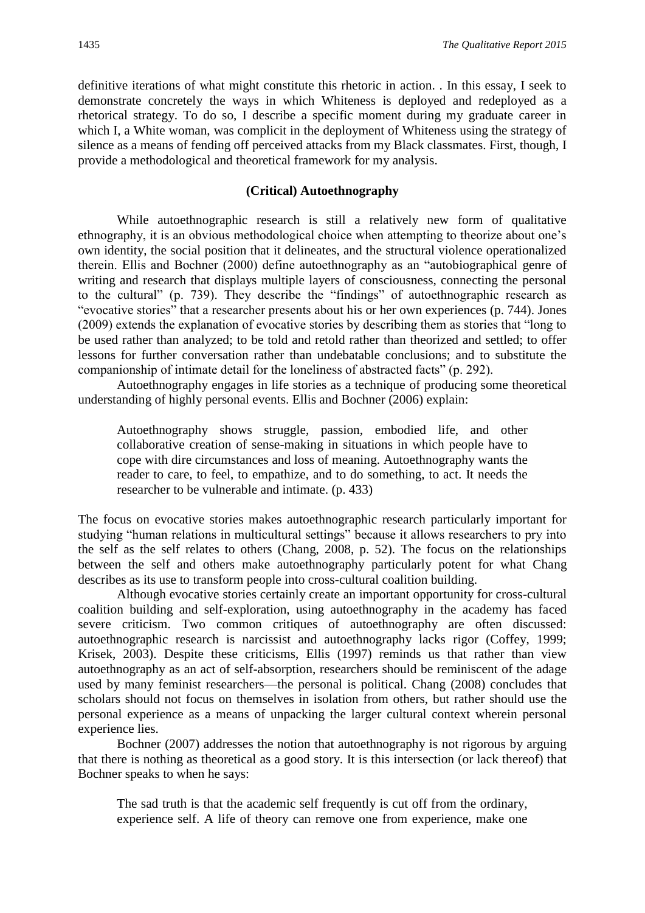definitive iterations of what might constitute this rhetoric in action. . In this essay, I seek to demonstrate concretely the ways in which Whiteness is deployed and redeployed as a rhetorical strategy. To do so, I describe a specific moment during my graduate career in which I, a White woman, was complicit in the deployment of Whiteness using the strategy of silence as a means of fending off perceived attacks from my Black classmates. First, though, I provide a methodological and theoretical framework for my analysis.

## (Critical) Autoethnography

While autoethnographic research is still a relatively new form of qualitative ethnography, it is an obvious methodological choice when attempting to theorize about one's own identity, the social position that it delineates, and the structural violence operationalized therein. Ellis and Bochner (2000) define autoethnography as an "autobiographical genre of writing and research that displays multiple layers of consciousness, connecting the personal to the cultural" (p. 739). They describe the "findings" of autoethnographic research as "evocative stories" that a researcher presents about his or her own experiences (p. 744). Jones (2009) extends the explanation of evocative stories by describing them as stories that "long to be used rather than analyzed; to be told and retold rather than theorized and settled; to offer lessons for further conversation rather than undebatable conclusions; and to substitute the companionship of intimate detail for the loneliness of abstracted facts" (p. 292).

Autoethnography engages in life stories as a technique of producing some theoretical understanding of highly personal events. Ellis and Bochner (2006) explain:

> Autoethnography shows struggle, passion, embodied life, and other collaborative creation of sense-making in situations in which people have to cope with dire circumstances and loss of meaning. Autoethnography wants the reader to care, to feel, to empathize, and to do something, to act. It needs the researcher to be vulnerable and intimate. (p. 433)

The focus on evocative stories makes autoethnographic research particularly important for studying "human relations in multicultural settings" because it allows researchers to pry into the self as the self relates to others (Chang, 2008, p. 52). The focus on the relationships between the self and others make autoethnography particularly potent for what Chang describes as its use to transform people into cross-cultural coalition building.

Although evocative stories certainly create an important opportunity for cross-cultural coalition building and self-exploration, using autoethnography in the academy has faced severe criticism. Two common critiques of autoethnography are often discussed: autoethnographic research is narcissist and autoethnography lacks rigor (Coffey, 1999; Krisek, 2003). Despite these criticisms, Ellis (1997) reminds us that rather than view autoethnography as an act of self-absorption, researchers should be reminiscent of the adage used by many feminist researchers—the personal is political. Chang (2008) concludes that scholars should not focus on themselves in isolation from others, but rather should use the personal experience as a means of unpacking the larger cultural context wherein personal experience lies.

Bochner (2007) addresses the notion that autoethnography is not rigorous by arguing that there is nothing as theoretical as a good story. It is this intersection (or lack thereof) that Bochner speaks to when he says:

> The sad truth is that the academic self frequently is cut off from the ordinary, experience self. A life of theory can remove one from experience, make one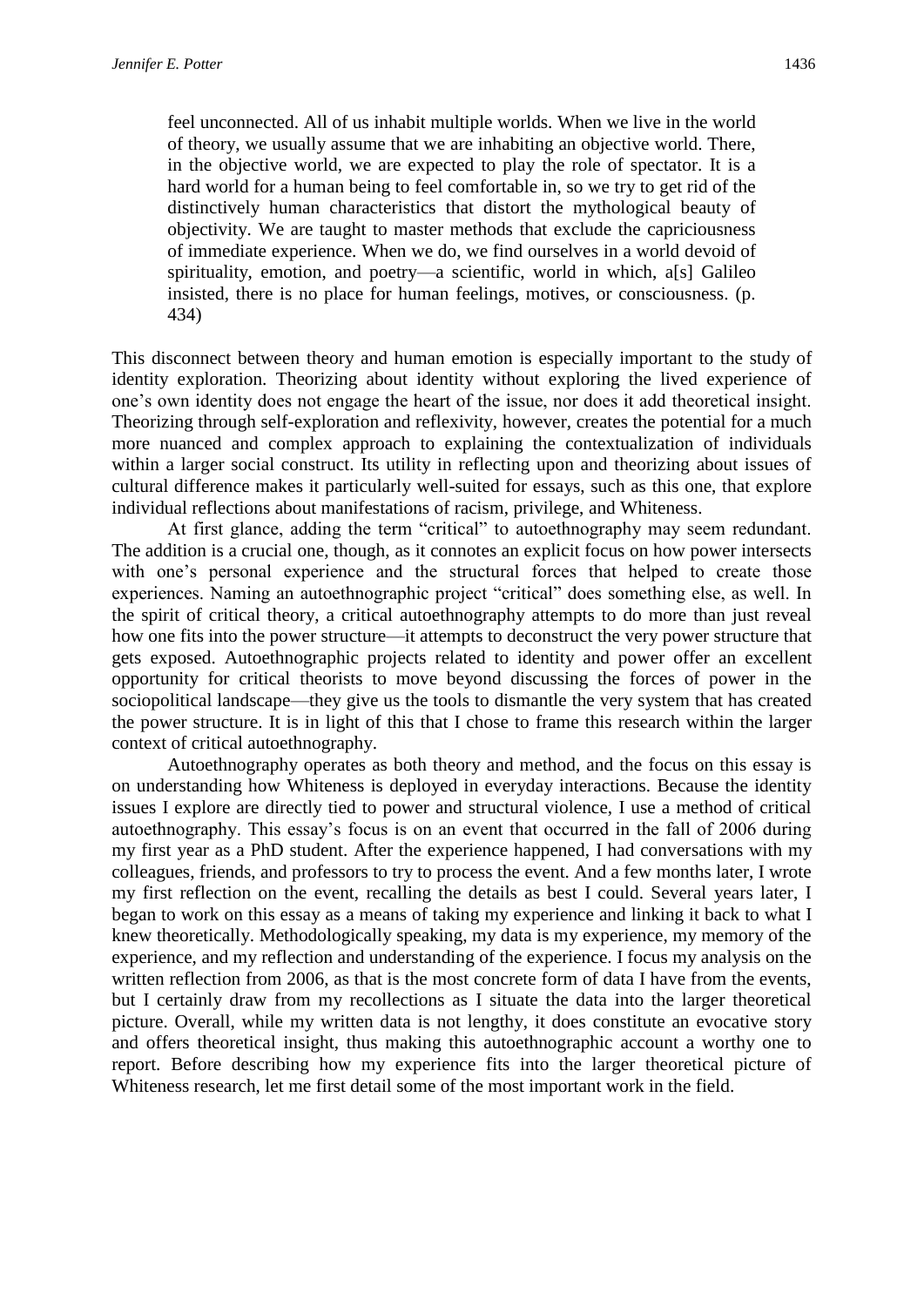> feel unconnected. All of us inhabit multiple worlds. When we live in the world of theory, we usually assume that we are inhabiting an objective world. There, in the objective world, we are expected to play the role of spectator. It is a hard world for a human being to feel comfortable in, so we try to get rid of the distinctively human characteristics that distort the mythological beauty of objectivity. We are taught to master methods that exclude the capriciousness of immediate experience. When we do, we find ourselves in a world devoid of spirituality, emotion, and poetry—a scientific, world in which, a[s] Galileo insisted, there is no place for human feelings, motives, or consciousness. (p. 434)

This disconnect between theory and human emotion is especially important to the study of identity exploration. Theorizing about identity without exploring the lived experience of one's own identity does not engage the heart of the issue, nor does it add theoretical insight. Theorizing through self-exploration and reflexivity, however, creates the potential for a much more nuanced and complex approach to explaining the contextualization of individuals within a larger social construct. Its utility in reflecting upon and theorizing about issues of cultural difference makes it particularly well-suited for essays, such as this one, that explore individual reflections about manifestations of racism, privilege, and Whiteness.

At first glance, adding the term "critical" to autoethnography may seem redundant. The addition is a crucial one, though, as it connotes an explicit focus on how power intersects with one's personal experience and the structural forces that helped to create those experiences. Naming an autoethnographic project "critical" does something else, as well. In the spirit of critical theory, a critical autoethnography attempts to do more than just reveal how one fits into the power structure—it attempts to deconstruct the very power structure that gets exposed. Autoethnographic projects related to identity and power offer an excellent opportunity for critical theorists to move beyond discussing the forces of power in the sociopolitical landscape—they give us the tools to dismantle the very system that has created the power structure. It is in light of this that I chose to frame this research within the larger context of critical autoethnography.

Autoethnography operates as both theory and method, and the focus on this essay is on understanding how Whiteness is deployed in everyday interactions. Because the identity issues I explore are directly tied to power and structural violence, I use a method of critical autoethnography. This essay's focus is on an event that occurred in the fall of 2006 during my first year as a PhD student. After the experience happened, I had conversations with my colleagues, friends, and professors to try to process the event. And a few months later, I wrote my first reflection on the event, recalling the details as best I could. Several years later, I began to work on this essay as a means of taking my experience and linking it back to what I knew theoretically. Methodologically speaking, my data is my experience, my memory of the experience, and my reflection and understanding of the experience. I focus my analysis on the written reflection from 2006, as that is the most concrete form of data I have from the events, but I certainly draw from my recollections as I situate the data into the larger theoretical picture. Overall, while my written data is not lengthy, it does constitute an evocative story and offers theoretical insight, thus making this autoethnographic account a worthy one to report. Before describing how my experience fits into the larger theoretical picture of Whiteness research, let me first detail some of the most important work in the field.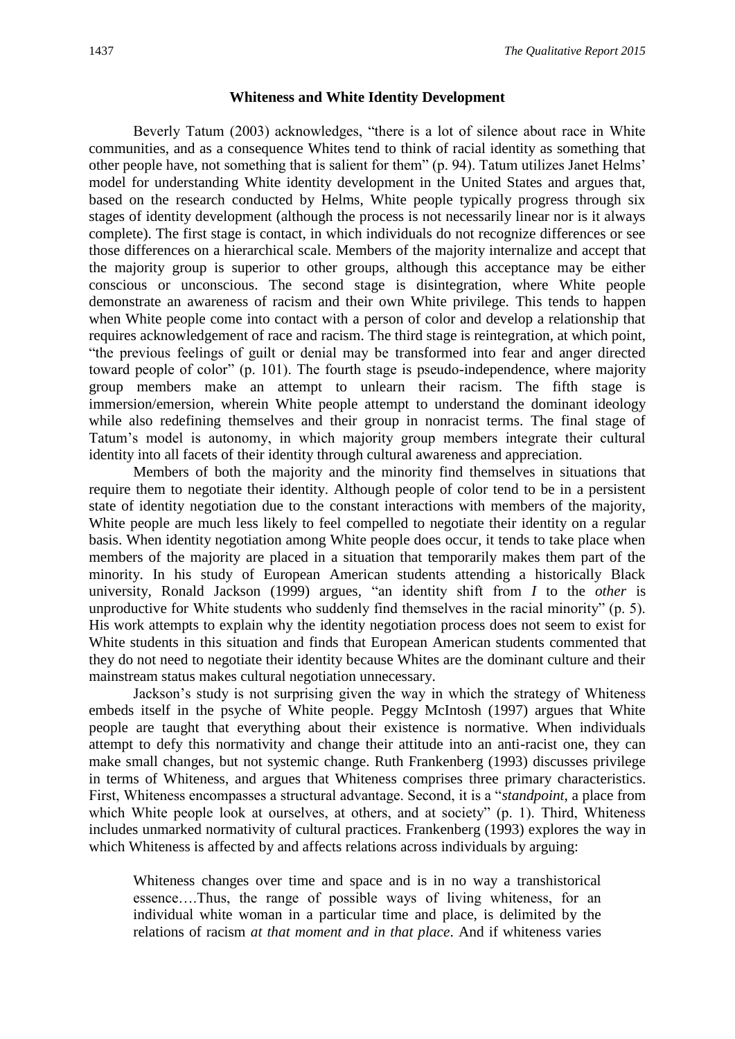## Whiteness and White Identity Development

Beverly Tatum (2003) acknowledges, "there is a lot of silence about race in White communities, and as a consequence Whites tend to think of racial identity as something that other people have, not something that is salient for them" (p. 94). Tatum utilizes Janet Helms' model for understanding White identity development in the United States and argues that, based on the research conducted by Helms, White people typically progress through six stages of identity development (although the process is not necessarily linear nor is it always complete). The first stage is contact, in which individuals do not recognize differences or see those differences on a hierarchical scale. Members of the majority internalize and accept that the majority group is superior to other groups, although this acceptance may be either conscious or unconscious. The second stage is disintegration, where White people demonstrate an awareness of racism and their own White privilege. This tends to happen when White people come into contact with a person of color and develop a relationship that requires acknowledgement of race and racism. The third stage is reintegration, at which point, "the previous feelings of guilt or denial may be transformed into fear and anger directed toward people of color" (p. 101). The fourth stage is pseudo-independence, where majority group members make an attempt to unlearn their racism. The fifth stage is immersion/emersion, wherein White people attempt to understand the dominant ideology while also redefining themselves and their group in nonracist terms. The final stage of Tatum's model is autonomy, in which majority group members integrate their cultural identity into all facets of their identity through cultural awareness and appreciation.

Members of both the majority and the minority find themselves in situations that require them to negotiate their identity. Although people of color tend to be in a persistent state of identity negotiation due to the constant interactions with members of the majority, White people are much less likely to feel compelled to negotiate their identity on a regular basis. When identity negotiation among White people does occur, it tends to take place when members of the majority are placed in a situation that temporarily makes them part of the minority. In his study of European American students attending a historically Black university, Ronald Jackson (1999) argues, "an identity shift from *I* to the *other* is unproductive for White students who suddenly find themselves in the racial minority" (p. 5). His work attempts to explain why the identity negotiation process does not seem to exist for White students in this situation and finds that European American students commented that they do not need to negotiate their identity because Whites are the dominant culture and their mainstream status makes cultural negotiation unnecessary.

Jackson's study is not surprising given the way in which the strategy of Whiteness embeds itself in the psyche of White people. Peggy McIntosh (1997) argues that White people are taught that everything about their existence is normative. When individuals attempt to defy this normativity and change their attitude into an anti-racist one, they can make small changes, but not systemic change. Ruth Frankenberg (1993) discusses privilege in terms of Whiteness, and argues that Whiteness comprises three primary characteristics. First, Whiteness encompasses a structural advantage. Second, it is a "*standpoint*, a place from which White people look at ourselves, at others, and at society" (p. 1). Third, Whiteness includes unmarked normativity of cultural practices. Frankenberg (1993) explores the way in which Whiteness is affected by and affects relations across individuals by arguing:

> Whiteness changes over time and space and is in no way a transhistorical essence….Thus, the range of possible ways of living whiteness, for an individual white woman in a particular time and place, is delimited by the relations of racism *at that moment and in that place*. And if whiteness varies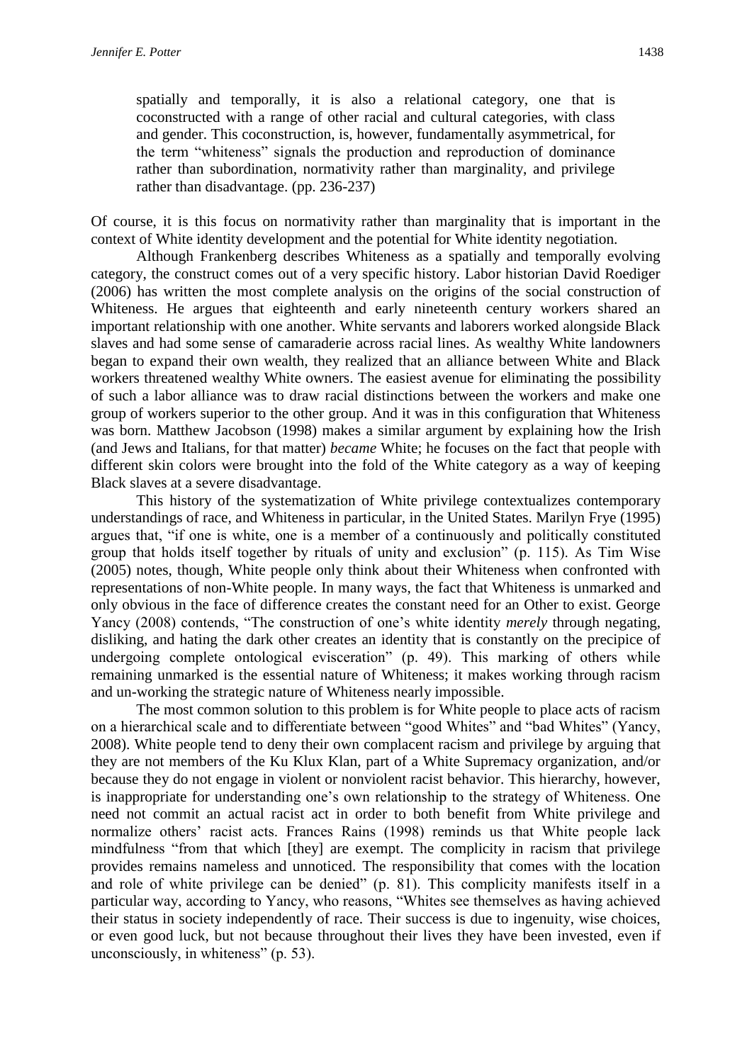> spatially and temporally, it is also a relational category, one that is coconstructed with a range of other racial and cultural categories, with class and gender. This coconstruction, is, however, fundamentally asymmetrical, for the term "whiteness" signals the production and reproduction of dominance rather than subordination, normativity rather than marginality, and privilege rather than disadvantage. (pp. 236-237)

Of course, it is this focus on normativity rather than marginality that is important in the context of White identity development and the potential for White identity negotiation.

Although Frankenberg describes Whiteness as a spatially and temporally evolving category, the construct comes out of a very specific history. Labor historian David Roediger (2006) has written the most complete analysis on the origins of the social construction of Whiteness. He argues that eighteenth and early nineteenth century workers shared an important relationship with one another. White servants and laborers worked alongside Black slaves and had some sense of camaraderie across racial lines. As wealthy White landowners began to expand their own wealth, they realized that an alliance between White and Black workers threatened wealthy White owners. The easiest avenue for eliminating the possibility of such a labor alliance was to draw racial distinctions between the workers and make one group of workers superior to the other group. And it was in this configuration that Whiteness was born. Matthew Jacobson (1998) makes a similar argument by explaining how the Irish (and Jews and Italians, for that matter) *became* White; he focuses on the fact that people with different skin colors were brought into the fold of the White category as a way of keeping Black slaves at a severe disadvantage.

This history of the systematization of White privilege contextualizes contemporary understandings of race, and Whiteness in particular, in the United States. Marilyn Frye (1995) argues that, "if one is white, one is a member of a continuously and politically constituted group that holds itself together by rituals of unity and exclusion" (p. 115). As Tim Wise (2005) notes, though, White people only think about their Whiteness when confronted with representations of non-White people. In many ways, the fact that Whiteness is unmarked and only obvious in the face of difference creates the constant need for an Other to exist. George Yancy (2008) contends, "The construction of one's white identity *merely* through negating, disliking, and hating the dark other creates an identity that is constantly on the precipice of undergoing complete ontological evisceration" (p. 49). This marking of others while remaining unmarked is the essential nature of Whiteness; it makes working through racism and un-working the strategic nature of Whiteness nearly impossible.

The most common solution to this problem is for White people to place acts of racism on a hierarchical scale and to differentiate between "good Whites" and "bad Whites" (Yancy, 2008). White people tend to deny their own complacent racism and privilege by arguing that they are not members of the Ku Klux Klan, part of a White Supremacy organization, and/or because they do not engage in violent or nonviolent racist behavior. This hierarchy, however, is inappropriate for understanding one's own relationship to the strategy of Whiteness. One need not commit an actual racist act in order to both benefit from White privilege and normalize others' racist acts. Frances Rains (1998) reminds us that White people lack mindfulness "from that which [they] are exempt. The complicity in racism that privilege provides remains nameless and unnoticed. The responsibility that comes with the location and role of white privilege can be denied" (p. 81). This complicity manifests itself in a particular way, according to Yancy, who reasons, "Whites see themselves as having achieved their status in society independently of race. Their success is due to ingenuity, wise choices, or even good luck, but not because throughout their lives they have been invested, even if unconsciously, in whiteness" (p. 53).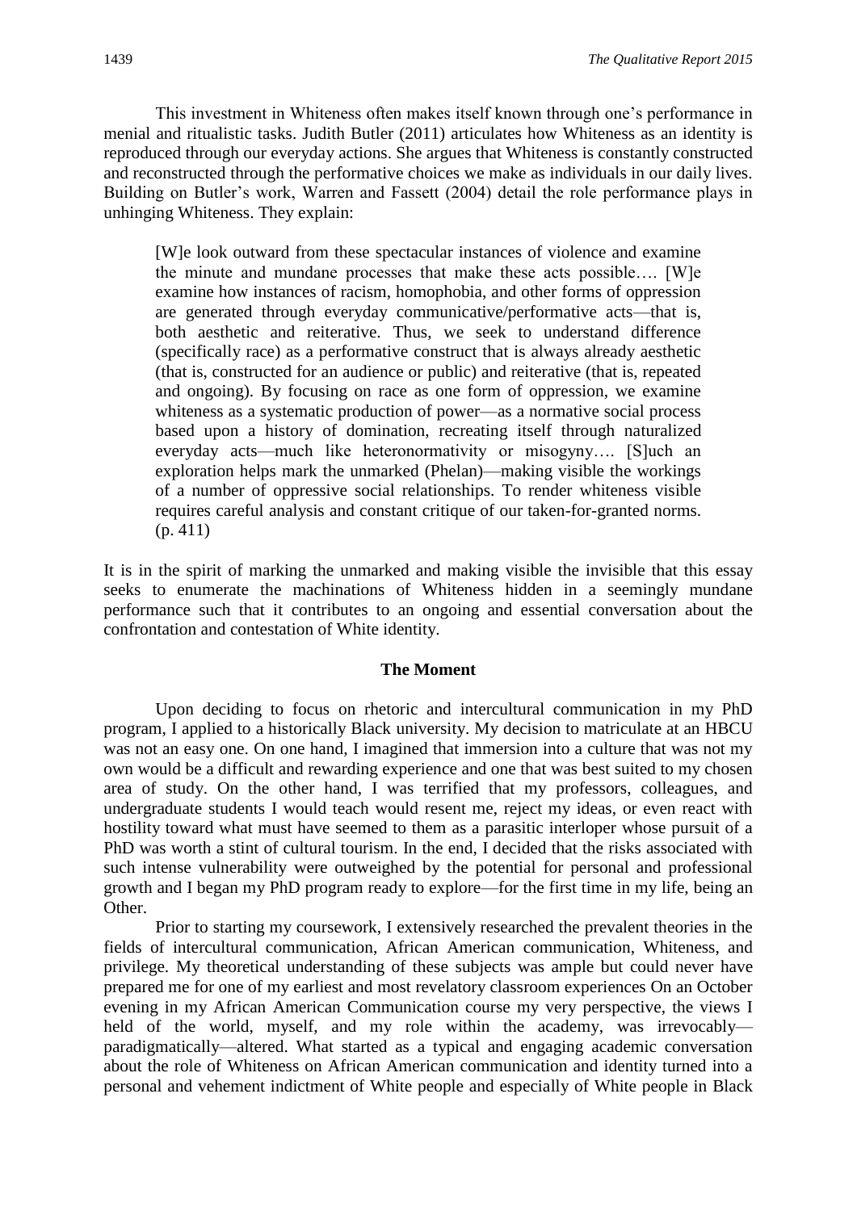This investment in Whiteness often makes itself known through one's performance in menial and ritualistic tasks. Judith Butler (2011) articulates how Whiteness as an identity is reproduced through our everyday actions. She argues that Whiteness is constantly constructed and reconstructed through the performative choices we make as individuals in our daily lives. Building on Butler's work, Warren and Fassett (2004) detail the role performance plays in unhinging Whiteness. They explain:

> [W]e look outward from these spectacular instances of violence and examine the minute and mundane processes that make these acts possible…. [W]e examine how instances of racism, homophobia, and other forms of oppression are generated through everyday communicative/performative acts—that is, both aesthetic and reiterative. Thus, we seek to understand difference (specifically race) as a performative construct that is always already aesthetic (that is, constructed for an audience or public) and reiterative (that is, repeated and ongoing). By focusing on race as one form of oppression, we examine whiteness as a systematic production of power—as a normative social process based upon a history of domination, recreating itself through naturalized everyday acts—much like heteronormativity or misogyny…. [S]uch an exploration helps mark the unmarked (Phelan)—making visible the workings of a number of oppressive social relationships. To render whiteness visible requires careful analysis and constant critique of our taken-for-granted norms. (p. 411)

It is in the spirit of marking the unmarked and making visible the invisible that this essay seeks to enumerate the machinations of Whiteness hidden in a seemingly mundane performance such that it contributes to an ongoing and essential conversation about the confrontation and contestation of White identity.

## The Moment

Upon deciding to focus on rhetoric and intercultural communication in my PhD program, I applied to a historically Black university. My decision to matriculate at an HBCU was not an easy one. On one hand, I imagined that immersion into a culture that was not my own would be a difficult and rewarding experience and one that was best suited to my chosen area of study. On the other hand, I was terrified that my professors, colleagues, and undergraduate students I would teach would resent me, reject my ideas, or even react with hostility toward what must have seemed to them as a parasitic interloper whose pursuit of a PhD was worth a stint of cultural tourism. In the end, I decided that the risks associated with such intense vulnerability were outweighed by the potential for personal and professional growth and I began my PhD program ready to explore—for the first time in my life, being an Other.

Prior to starting my coursework, I extensively researched the prevalent theories in the fields of intercultural communication, African American communication, Whiteness, and privilege. My theoretical understanding of these subjects was ample but could never have prepared me for one of my earliest and most revelatory classroom experiences On an October evening in my African American Communication course my very perspective, the views I held of the world, myself, and my role within the academy, was irrevocably—paradigmatically—altered. What started as a typical and engaging academic conversation about the role of Whiteness on African American communication and identity turned into a personal and vehement indictment of White people and especially of White people in Black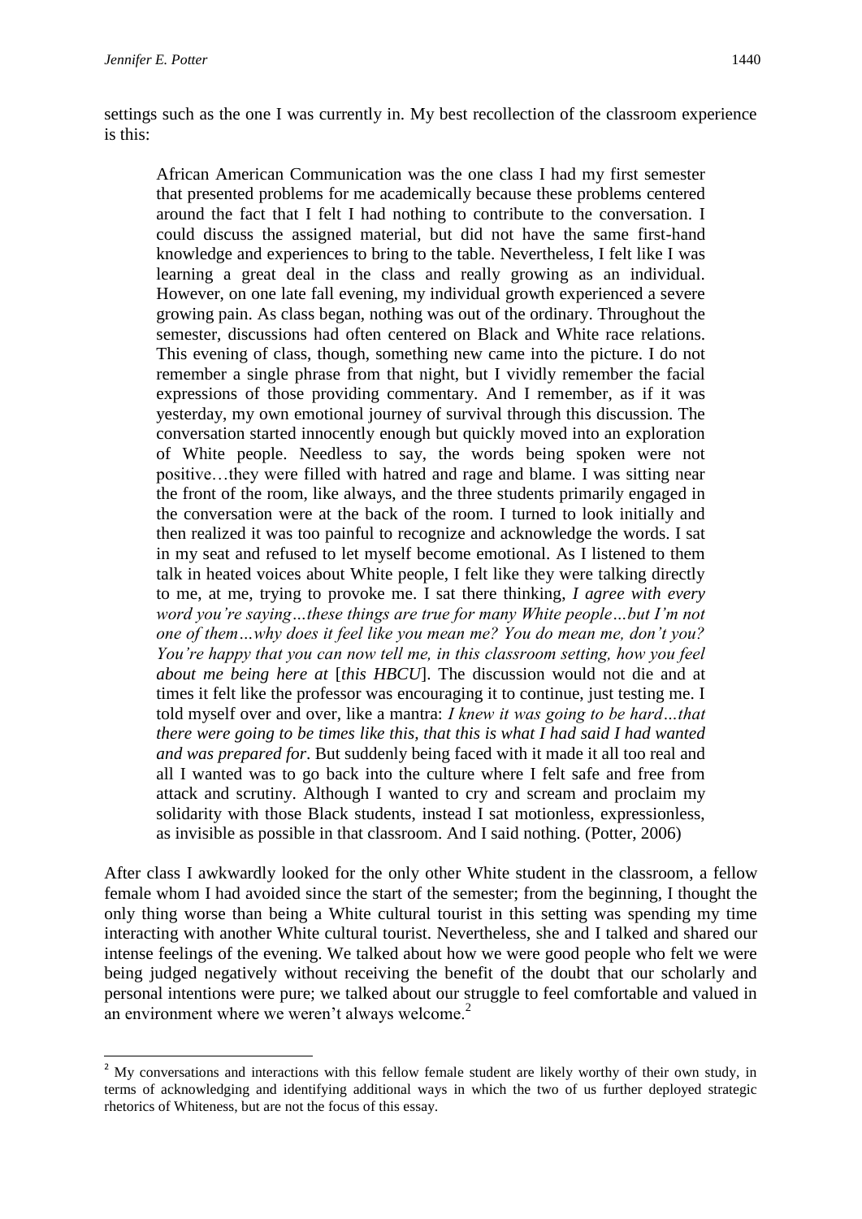settings such as the one I was currently in. My best recollection of the classroom experience is this:

> African American Communication was the one class I had my first semester that presented problems for me academically because these problems centered around the fact that I felt I had nothing to contribute to the conversation. I could discuss the assigned material, but did not have the same first-hand knowledge and experiences to bring to the table. Nevertheless, I felt like I was learning a great deal in the class and really growing as an individual. However, on one late fall evening, my individual growth experienced a severe growing pain. As class began, nothing was out of the ordinary. Throughout the semester, discussions had often centered on Black and White race relations. This evening of class, though, something new came into the picture. I do not remember a single phrase from that night, but I vividly remember the facial expressions of those providing commentary. And I remember, as if it was yesterday, my own emotional journey of survival through this discussion. The conversation started innocently enough but quickly moved into an exploration of White people. Needless to say, the words being spoken were not positive…they were filled with hatred and rage and blame. I was sitting near the front of the room, like always, and the three students primarily engaged in the conversation were at the back of the room. I turned to look initially and then realized it was too painful to recognize and acknowledge the words. I sat in my seat and refused to let myself become emotional. As I listened to them talk in heated voices about White people, I felt like they were talking directly to me, at me, trying to provoke me. I sat there thinking, *I agree with every word you're saying…these things are true for many White people…but I'm not one of them…why does it feel like you mean me? You do mean me, don't you? You're happy that you can now tell me, in this classroom setting, how you feel about me being here at* [*this HBCU*]. The discussion would not die and at times it felt like the professor was encouraging it to continue, just testing me. I told myself over and over, like a mantra: *I knew it was going to be hard…that there were going to be times like this, that this is what I had said I had wanted and was prepared for*. But suddenly being faced with it made it all too real and all I wanted was to go back into the culture where I felt safe and free from attack and scrutiny. Although I wanted to cry and scream and proclaim my solidarity with those Black students, instead I sat motionless, expressionless, as invisible as possible in that classroom. And I said nothing. (Potter, 2006)

After class I awkwardly looked for the only other White student in the classroom, a fellow female whom I had avoided since the start of the semester; from the beginning, I thought the only thing worse than being a White cultural tourist in this setting was spending my time interacting with another White cultural tourist. Nevertheless, she and I talked and shared our intense feelings of the evening. We talked about how we were good people who felt we were being judged negatively without receiving the benefit of the doubt that our scholarly and personal intentions were pure; we talked about our struggle to feel comfortable and valued in an environment where we weren't always welcome.[2]

[2] My conversations and interactions with this fellow female student are likely worthy of their own study, in terms of acknowledging and identifying additional ways in which the two of us further deployed strategic rhetorics of Whiteness, but are not the focus of this essay.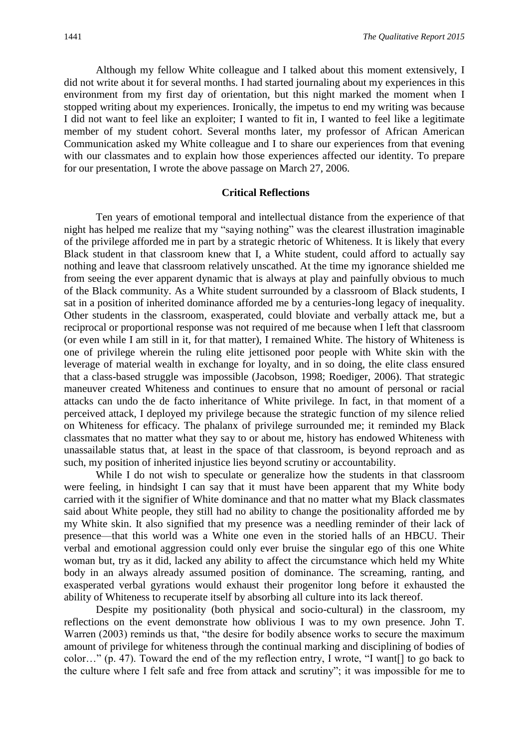Although my fellow White colleague and I talked about this moment extensively, I did not write about it for several months. I had started journaling about my experiences in this environment from my first day of orientation, but this night marked the moment when I stopped writing about my experiences. Ironically, the impetus to end my writing was because I did not want to feel like an exploiter; I wanted to fit in, I wanted to feel like a legitimate member of my student cohort. Several months later, my professor of African American Communication asked my White colleague and I to share our experiences from that evening with our classmates and to explain how those experiences affected our identity. To prepare for our presentation, I wrote the above passage on March 27, 2006.

## Critical Reflections

Ten years of emotional temporal and intellectual distance from the experience of that night has helped me realize that my "saying nothing" was the clearest illustration imaginable of the privilege afforded me in part by a strategic rhetoric of Whiteness. It is likely that every Black student in that classroom knew that I, a White student, could afford to actually say nothing and leave that classroom relatively unscathed. At the time my ignorance shielded me from seeing the ever apparent dynamic that is always at play and painfully obvious to much of the Black community. As a White student surrounded by a classroom of Black students, I sat in a position of inherited dominance afforded me by a centuries-long legacy of inequality. Other students in the classroom, exasperated, could bloviate and verbally attack me, but a reciprocal or proportional response was not required of me because when I left that classroom (or even while I am still in it, for that matter), I remained White. The history of Whiteness is one of privilege wherein the ruling elite jettisoned poor people with White skin with the leverage of material wealth in exchange for loyalty, and in so doing, the elite class ensured that a class-based struggle was impossible (Jacobson, 1998; Roediger, 2006). That strategic maneuver created Whiteness and continues to ensure that no amount of personal or racial attacks can undo the de facto inheritance of White privilege. In fact, in that moment of a perceived attack, I deployed my privilege because the strategic function of my silence relied on Whiteness for efficacy. The phalanx of privilege surrounded me; it reminded my Black classmates that no matter what they say to or about me, history has endowed Whiteness with unassailable status that, at least in the space of that classroom, is beyond reproach and as such, my position of inherited injustice lies beyond scrutiny or accountability.

While I do not wish to speculate or generalize how the students in that classroom were feeling, in hindsight I can say that it must have been apparent that my White body carried with it the signifier of White dominance and that no matter what my Black classmates said about White people, they still had no ability to change the positionality afforded me by my White skin. It also signified that my presence was a needling reminder of their lack of presence—that this world was a White one even in the storied halls of an HBCU. Their verbal and emotional aggression could only ever bruise the singular ego of this one White woman but, try as it did, lacked any ability to affect the circumstance which held my White body in an always already assumed position of dominance. The screaming, ranting, and exasperated verbal gyrations would exhaust their progenitor long before it exhausted the ability of Whiteness to recuperate itself by absorbing all culture into its lack thereof.

Despite my positionality (both physical and socio-cultural) in the classroom, my reflections on the event demonstrate how oblivious I was to my own presence. John T. Warren (2003) reminds us that, "the desire for bodily absence works to secure the maximum amount of privilege for whiteness through the continual marking and disciplining of bodies of color…" (p. 47). Toward the end of the my reflection entry, I wrote, "I want[] to go back to the culture where I felt safe and free from attack and scrutiny"; it was impossible for me to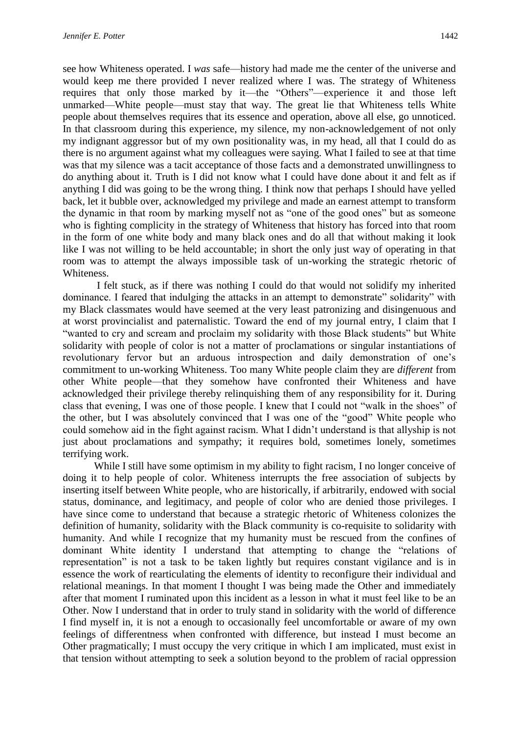see how Whiteness operated. I *was* safe—history had made me the center of the universe and would keep me there provided I never realized where I was. The strategy of Whiteness requires that only those marked by it—the "Others"—experience it and those left unmarked—White people—must stay that way. The great lie that Whiteness tells White people about themselves requires that its essence and operation, above all else, go unnoticed. In that classroom during this experience, my silence, my non-acknowledgement of not only my indignant aggressor but of my own positionality was, in my head, all that I could do as there is no argument against what my colleagues were saying. What I failed to see at that time was that my silence was a tacit acceptance of those facts and a demonstrated unwillingness to do anything about it. Truth is I did not know what I could have done about it and felt as if anything I did was going to be the wrong thing. I think now that perhaps I should have yelled back, let it bubble over, acknowledged my privilege and made an earnest attempt to transform the dynamic in that room by marking myself not as "one of the good ones" but as someone who is fighting complicity in the strategy of Whiteness that history has forced into that room in the form of one white body and many black ones and do all that without making it look like I was not willing to be held accountable; in short the only just way of operating in that room was to attempt the always impossible task of un-working the strategic rhetoric of Whiteness.

I felt stuck, as if there was nothing I could do that would not solidify my inherited dominance. I feared that indulging the attacks in an attempt to demonstrate" solidarity" with my Black classmates would have seemed at the very least patronizing and disingenuous and at worst provincialist and paternalistic. Toward the end of my journal entry, I claim that I "wanted to cry and scream and proclaim my solidarity with those Black students" but White solidarity with people of color is not a matter of proclamations or singular instantiations of revolutionary fervor but an arduous introspection and daily demonstration of one's commitment to un-working Whiteness. Too many White people claim they are *different* from other White people—that they somehow have confronted their Whiteness and have acknowledged their privilege thereby relinquishing them of any responsibility for it. During class that evening, I was one of those people. I knew that I could not "walk in the shoes" of the other, but I was absolutely convinced that I was one of the "good" White people who could somehow aid in the fight against racism. What I didn't understand is that allyship is not just about proclamations and sympathy; it requires bold, sometimes lonely, sometimes terrifying work.

While I still have some optimism in my ability to fight racism, I no longer conceive of doing it to help people of color. Whiteness interrupts the free association of subjects by inserting itself between White people, who are historically, if arbitrarily, endowed with social status, dominance, and legitimacy, and people of color who are denied those privileges. I have since come to understand that because a strategic rhetoric of Whiteness colonizes the definition of humanity, solidarity with the Black community is co-requisite to solidarity with humanity. And while I recognize that my humanity must be rescued from the confines of dominant White identity I understand that attempting to change the "relations of representation" is not a task to be taken lightly but requires constant vigilance and is in essence the work of rearticulating the elements of identity to reconfigure their individual and relational meanings. In that moment I thought I was being made the Other and immediately after that moment I ruminated upon this incident as a lesson in what it must feel like to be an Other. Now I understand that in order to truly stand in solidarity with the world of difference I find myself in, it is not a enough to occasionally feel uncomfortable or aware of my own feelings of differentness when confronted with difference, but instead I must become an Other pragmatically; I must occupy the very critique in which I am implicated, must exist in that tension without attempting to seek a solution beyond to the problem of racial oppression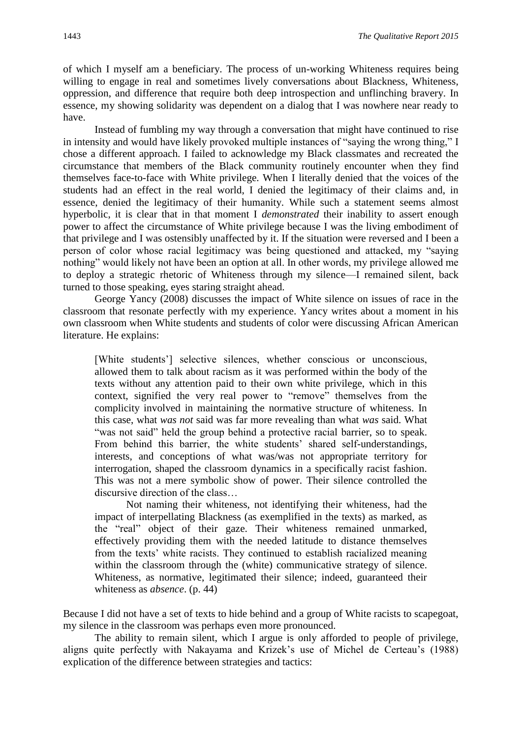of which I myself am a beneficiary. The process of un-working Whiteness requires being willing to engage in real and sometimes lively conversations about Blackness, Whiteness, oppression, and difference that require both deep introspection and unflinching bravery. In essence, my showing solidarity was dependent on a dialog that I was nowhere near ready to have.

Instead of fumbling my way through a conversation that might have continued to rise in intensity and would have likely provoked multiple instances of "saying the wrong thing," I chose a different approach. I failed to acknowledge my Black classmates and recreated the circumstance that members of the Black community routinely encounter when they find themselves face-to-face with White privilege. When I literally denied that the voices of the students had an effect in the real world, I denied the legitimacy of their claims and, in essence, denied the legitimacy of their humanity. While such a statement seems almost hyperbolic, it is clear that in that moment I *demonstrated* their inability to assert enough power to affect the circumstance of White privilege because I was the living embodiment of that privilege and I was ostensibly unaffected by it. If the situation were reversed and I been a person of color whose racial legitimacy was being questioned and attacked, my "saying nothing" would likely not have been an option at all. In other words, my privilege allowed me to deploy a strategic rhetoric of Whiteness through my silence—I remained silent, back turned to those speaking, eyes staring straight ahead.

George Yancy (2008) discusses the impact of White silence on issues of race in the classroom that resonate perfectly with my experience. Yancy writes about a moment in his own classroom when White students and students of color were discussing African American literature. He explains:

> [White students'] selective silences, whether conscious or unconscious, allowed them to talk about racism as it was performed within the body of the texts without any attention paid to their own white privilege, which in this context, signified the very real power to "remove" themselves from the complicity involved in maintaining the normative structure of whiteness. In this case, what *was not* said was far more revealing than what *was* said. What "was not said" held the group behind a protective racial barrier, so to speak. From behind this barrier, the white students' shared self-understandings, interests, and conceptions of what was/was not appropriate territory for interrogation, shaped the classroom dynamics in a specifically racist fashion. This was not a mere symbolic show of power. Their silence controlled the discursive direction of the class…
>
> Not naming their whiteness, not identifying their whiteness, had the impact of interpellating Blackness (as exemplified in the texts) as marked, as the "real" object of their gaze. Their whiteness remained unmarked, effectively providing them with the needed latitude to distance themselves from the texts' white racists. They continued to establish racialized meaning within the classroom through the (white) communicative strategy of silence. Whiteness, as normative, legitimated their silence; indeed, guaranteed their whiteness as *absence*. (p. 44)

Because I did not have a set of texts to hide behind and a group of White racists to scapegoat, my silence in the classroom was perhaps even more pronounced.

The ability to remain silent, which I argue is only afforded to people of privilege, aligns quite perfectly with Nakayama and Krizek's use of Michel de Certeau's (1988) explication of the difference between strategies and tactics: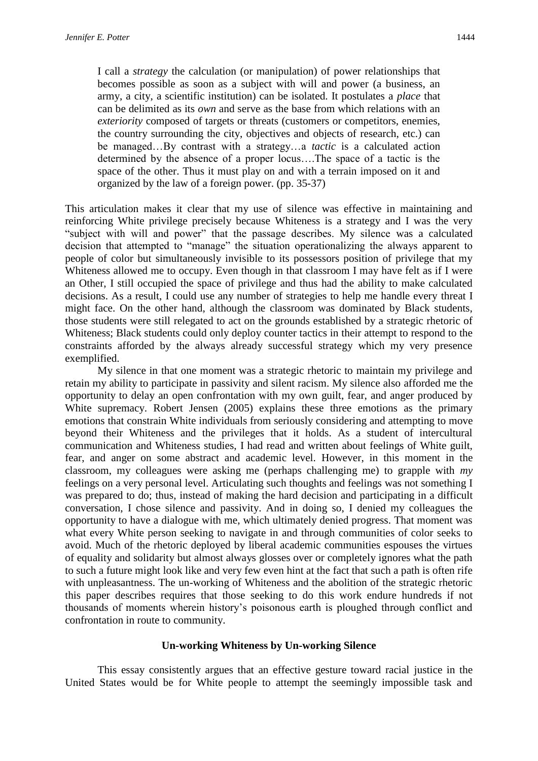> I call a *strategy* the calculation (or manipulation) of power relationships that becomes possible as soon as a subject with will and power (a business, an army, a city, a scientific institution) can be isolated. It postulates a *place* that can be delimited as its *own* and serve as the base from which relations with an *exteriority* composed of targets or threats (customers or competitors, enemies, the country surrounding the city, objectives and objects of research, etc.) can be managed…By contrast with a strategy…a *tactic* is a calculated action determined by the absence of a proper locus….The space of a tactic is the space of the other. Thus it must play on and with a terrain imposed on it and organized by the law of a foreign power. (pp. 35-37)

This articulation makes it clear that my use of silence was effective in maintaining and reinforcing White privilege precisely because Whiteness is a strategy and I was the very "subject with will and power" that the passage describes. My silence was a calculated decision that attempted to "manage" the situation operationalizing the always apparent to people of color but simultaneously invisible to its possessors position of privilege that my Whiteness allowed me to occupy. Even though in that classroom I may have felt as if I were an Other, I still occupied the space of privilege and thus had the ability to make calculated decisions. As a result, I could use any number of strategies to help me handle every threat I might face. On the other hand, although the classroom was dominated by Black students, those students were still relegated to act on the grounds established by a strategic rhetoric of Whiteness; Black students could only deploy counter tactics in their attempt to respond to the constraints afforded by the always already successful strategy which my very presence exemplified.

My silence in that one moment was a strategic rhetoric to maintain my privilege and retain my ability to participate in passivity and silent racism. My silence also afforded me the opportunity to delay an open confrontation with my own guilt, fear, and anger produced by White supremacy. Robert Jensen (2005) explains these three emotions as the primary emotions that constrain White individuals from seriously considering and attempting to move beyond their Whiteness and the privileges that it holds. As a student of intercultural communication and Whiteness studies, I had read and written about feelings of White guilt, fear, and anger on some abstract and academic level. However, in this moment in the classroom, my colleagues were asking me (perhaps challenging me) to grapple with *my* feelings on a very personal level. Articulating such thoughts and feelings was not something I was prepared to do; thus, instead of making the hard decision and participating in a difficult conversation, I chose silence and passivity. And in doing so, I denied my colleagues the opportunity to have a dialogue with me, which ultimately denied progress. That moment was what every White person seeking to navigate in and through communities of color seeks to avoid. Much of the rhetoric deployed by liberal academic communities espouses the virtues of equality and solidarity but almost always glosses over or completely ignores what the path to such a future might look like and very few even hint at the fact that such a path is often rife with unpleasantness. The un-working of Whiteness and the abolition of the strategic rhetoric this paper describes requires that those seeking to do this work endure hundreds if not thousands of moments wherein history's poisonous earth is ploughed through conflict and confrontation in route to community.

## Un-working Whiteness by Un-working Silence

This essay consistently argues that an effective gesture toward racial justice in the United States would be for White people to attempt the seemingly impossible task and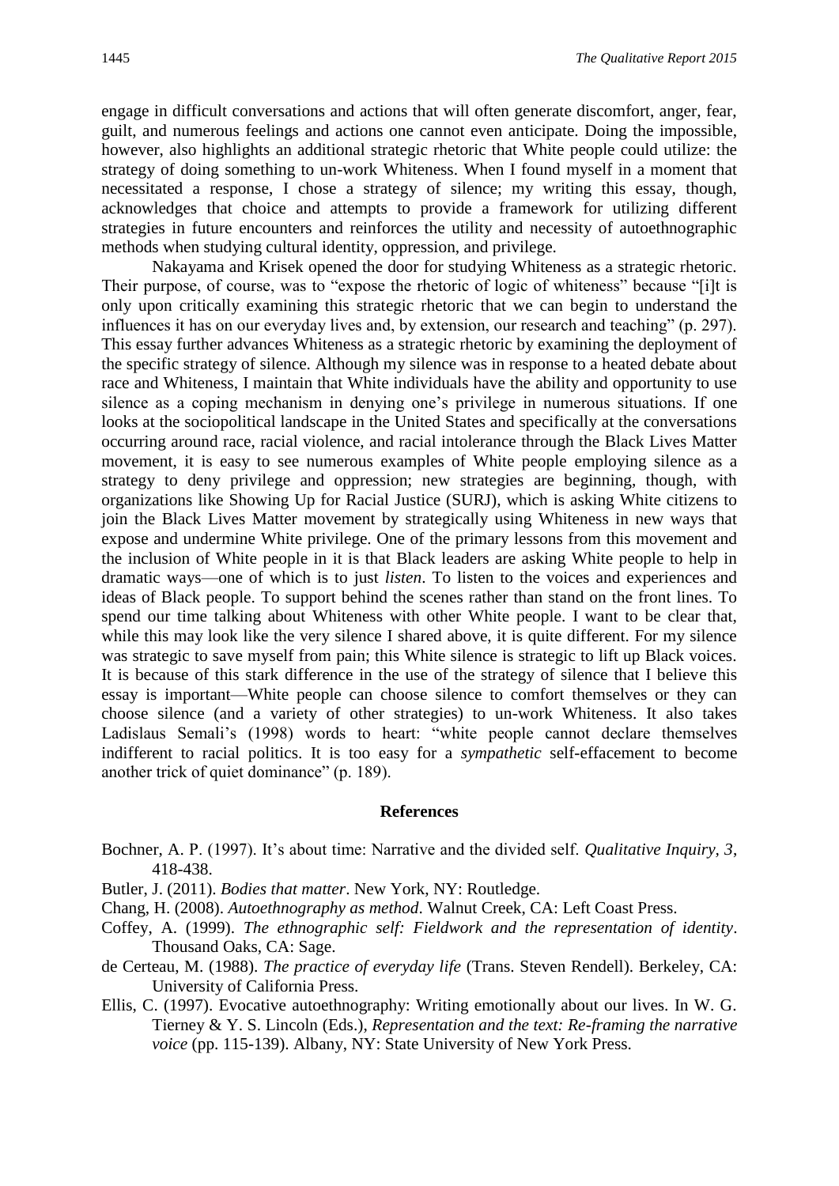engage in difficult conversations and actions that will often generate discomfort, anger, fear, guilt, and numerous feelings and actions one cannot even anticipate. Doing the impossible, however, also highlights an additional strategic rhetoric that White people could utilize: the strategy of doing something to un-work Whiteness. When I found myself in a moment that necessitated a response, I chose a strategy of silence; my writing this essay, though, acknowledges that choice and attempts to provide a framework for utilizing different strategies in future encounters and reinforces the utility and necessity of autoethnographic methods when studying cultural identity, oppression, and privilege.

Nakayama and Krisek opened the door for studying Whiteness as a strategic rhetoric. Their purpose, of course, was to "expose the rhetoric of logic of whiteness" because "[i]t is only upon critically examining this strategic rhetoric that we can begin to understand the influences it has on our everyday lives and, by extension, our research and teaching" (p. 297). This essay further advances Whiteness as a strategic rhetoric by examining the deployment of the specific strategy of silence. Although my silence was in response to a heated debate about race and Whiteness, I maintain that White individuals have the ability and opportunity to use silence as a coping mechanism in denying one's privilege in numerous situations. If one looks at the sociopolitical landscape in the United States and specifically at the conversations occurring around race, racial violence, and racial intolerance through the Black Lives Matter movement, it is easy to see numerous examples of White people employing silence as a strategy to deny privilege and oppression; new strategies are beginning, though, with organizations like Showing Up for Racial Justice (SURJ), which is asking White citizens to join the Black Lives Matter movement by strategically using Whiteness in new ways that expose and undermine White privilege. One of the primary lessons from this movement and the inclusion of White people in it is that Black leaders are asking White people to help in dramatic ways—one of which is to just *listen*. To listen to the voices and experiences and ideas of Black people. To support behind the scenes rather than stand on the front lines. To spend our time talking about Whiteness with other White people. I want to be clear that, while this may look like the very silence I shared above, it is quite different. For my silence was strategic to save myself from pain; this White silence is strategic to lift up Black voices. It is because of this stark difference in the use of the strategy of silence that I believe this essay is important—White people can choose silence to comfort themselves or they can choose silence (and a variety of other strategies) to un-work Whiteness. It also takes Ladislaus Semali's (1998) words to heart: "white people cannot declare themselves indifferent to racial politics. It is too easy for a *sympathetic* self-effacement to become another trick of quiet dominance" (p. 189).

## References

Bochner, A. P. (1997). It's about time: Narrative and the divided self. *Qualitative Inquiry, 3*, 418-438.

Butler, J. (2011). *Bodies that matter*. New York, NY: Routledge.

Chang, H. (2008). *Autoethnography as method*. Walnut Creek, CA: Left Coast Press.

Coffey, A. (1999). *The ethnographic self: Fieldwork and the representation of identity*. Thousand Oaks, CA: Sage.

de Certeau, M. (1988). *The practice of everyday life* (Trans. Steven Rendell). Berkeley, CA: University of California Press.

Ellis, C. (1997). Evocative autoethnography: Writing emotionally about our lives. In W. G. Tierney & Y. S. Lincoln (Eds.), *Representation and the text: Re-framing the narrative voice* (pp. 115-139). Albany, NY: State University of New York Press.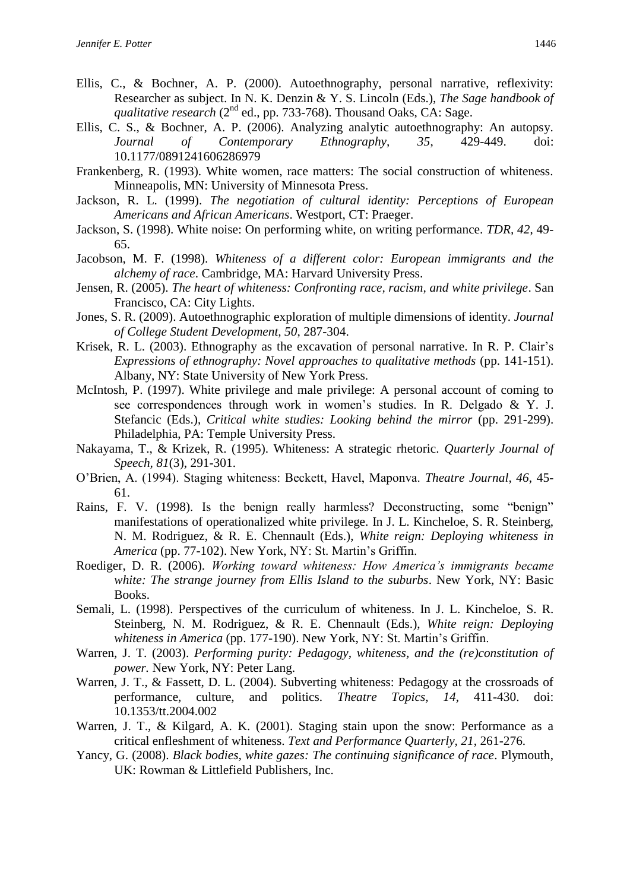Ellis, C., & Bochner, A. P. (2000). Autoethnography, personal narrative, reflexivity: Researcher as subject. In N. K. Denzin & Y. S. Lincoln (Eds.), *The Sage handbook of qualitative research* (2nd ed., pp. 733-768). Thousand Oaks, CA: Sage.

Ellis, C. S., & Bochner, A. P. (2006). Analyzing analytic autoethnography: An autopsy. *Journal of Contemporary Ethnography, 35*, 429-449. doi: 10.1177/0891241606286979

Frankenberg, R. (1993). White women, race matters: The social construction of whiteness. Minneapolis, MN: University of Minnesota Press.

Jackson, R. L. (1999). *The negotiation of cultural identity: Perceptions of European Americans and African Americans*. Westport, CT: Praeger.

Jackson, S. (1998). White noise: On performing white, on writing performance. *TDR, 42*, 49-65.

Jacobson, M. F. (1998). *Whiteness of a different color: European immigrants and the alchemy of race*. Cambridge, MA: Harvard University Press.

Jensen, R. (2005). *The heart of whiteness: Confronting race, racism, and white privilege*. San Francisco, CA: City Lights.

Jones, S. R. (2009). Autoethnographic exploration of multiple dimensions of identity. *Journal of College Student Development, 50*, 287-304.

Krisek, R. L. (2003). Ethnography as the excavation of personal narrative. In R. P. Clair's *Expressions of ethnography: Novel approaches to qualitative methods* (pp. 141-151). Albany, NY: State University of New York Press.

McIntosh, P. (1997). White privilege and male privilege: A personal account of coming to see correspondences through work in women's studies. In R. Delgado & Y. J. Stefancic (Eds.), *Critical white studies: Looking behind the mirror* (pp. 291-299). Philadelphia, PA: Temple University Press.

Nakayama, T., & Krizek, R. (1995). Whiteness: A strategic rhetoric. *Quarterly Journal of Speech, 81*(3), 291-301.

O'Brien, A. (1994). Staging whiteness: Beckett, Havel, Maponva. *Theatre Journal, 46*, 45-61.

Rains, F. V. (1998). Is the benign really harmless? Deconstructing, some "benign" manifestations of operationalized white privilege. In J. L. Kincheloe, S. R. Steinberg, N. M. Rodriguez, & R. E. Chennault (Eds.), *White reign: Deploying whiteness in America* (pp. 77-102). New York, NY: St. Martin's Griffin.

Roediger, D. R. (2006). *Working toward whiteness: How America's immigrants became white: The strange journey from Ellis Island to the suburbs*. New York, NY: Basic Books.

Semali, L. (1998). Perspectives of the curriculum of whiteness. In J. L. Kincheloe, S. R. Steinberg, N. M. Rodriguez, & R. E. Chennault (Eds.), *White reign: Deploying whiteness in America* (pp. 177-190). New York, NY: St. Martin's Griffin.

Warren, J. T. (2003). *Performing purity: Pedagogy, whiteness, and the (re)constitution of power.* New York, NY: Peter Lang.

Warren, J. T., & Fassett, D. L. (2004). Subverting whiteness: Pedagogy at the crossroads of performance, culture, and politics. *Theatre Topics, 14*, 411-430. doi: 10.1353/tt.2004.002

Warren, J. T., & Kilgard, A. K. (2001). Staging stain upon the snow: Performance as a critical enfleshment of whiteness. *Text and Performance Quarterly, 21*, 261-276.

Yancy, G. (2008). *Black bodies, white gazes: The continuing significance of race*. Plymouth, UK: Rowman & Littlefield Publishers, Inc.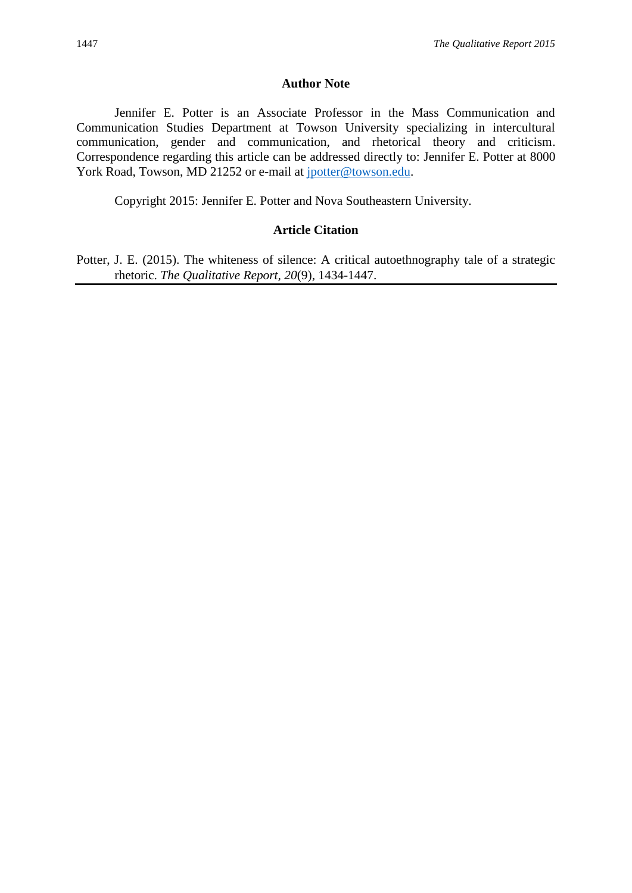## Author Note

Jennifer E. Potter is an Associate Professor in the Mass Communication and Communication Studies Department at Towson University specializing in intercultural communication, gender and communication, and rhetorical theory and criticism. Correspondence regarding this article can be addressed directly to: Jennifer E. Potter at 8000 York Road, Towson, MD 21252 or e-mail at jpotter@towson.edu.

Copyright 2015: Jennifer E. Potter and Nova Southeastern University.

## Article Citation

Potter, J. E. (2015). The whiteness of silence: A critical autoethnography tale of a strategic rhetoric. *The Qualitative Report*, *20*(9), 1434-1447.